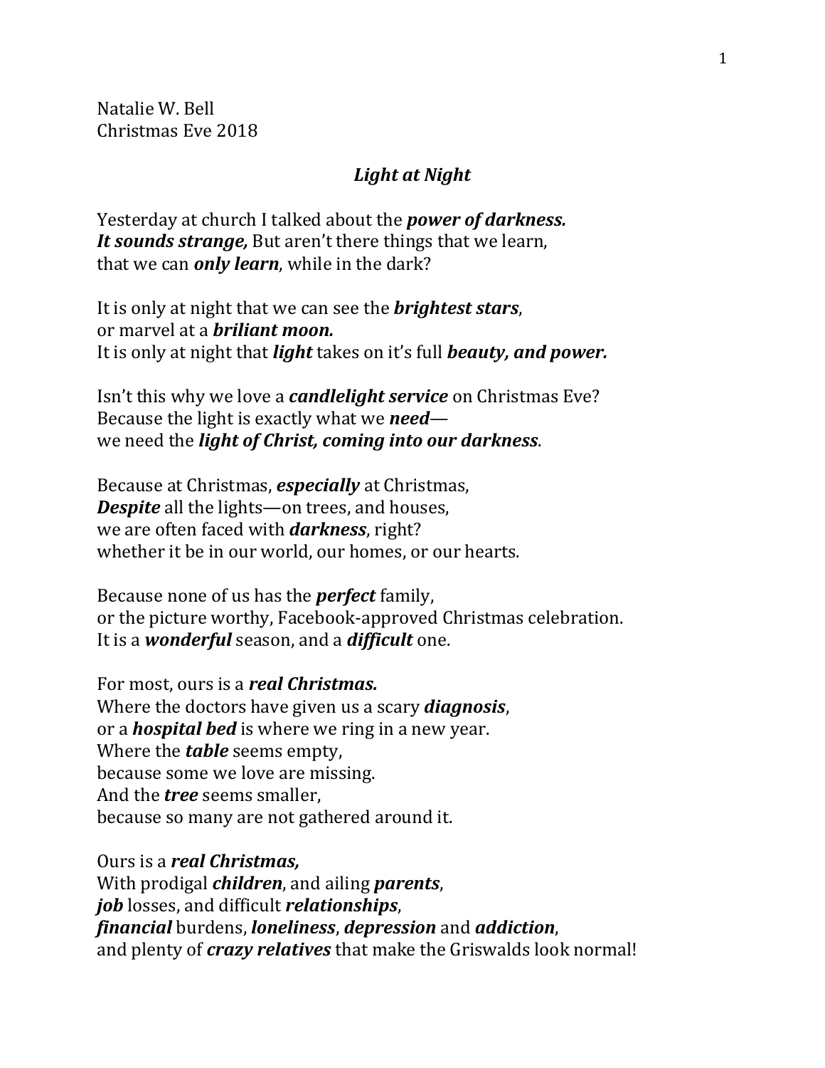Natalie W. Bell
Christmas Eve 2018

***Light at Night***

Yesterday at church I talked about the ***power of darkness.***
***It sounds strange,*** But aren't there things that we learn,
that we can ***only learn***, while in the dark?

It is only at night that we can see the ***brightest stars***,
or marvel at a ***briliant moon.***
It is only at night that ***light*** takes on it's full ***beauty, and power.***

Isn't this why we love a ***candlelight service*** on Christmas Eve?
Because the light is exactly what we ***need***—
we need the ***light of Christ, coming into our darkness***.

Because at Christmas, ***especially*** at Christmas,
***Despite*** all the lights—on trees, and houses,
we are often faced with ***darkness***, right?
whether it be in our world, our homes, or our hearts.

Because none of us has the ***perfect*** family,
or the picture worthy, Facebook-approved Christmas celebration.
It is a ***wonderful*** season, and a ***difficult*** one.

For most, ours is a ***real Christmas.***
Where the doctors have given us a scary ***diagnosis***,
or a ***hospital bed*** is where we ring in a new year.
Where the ***table*** seems empty,
because some we love are missing.
And the ***tree*** seems smaller,
because so many are not gathered around it.

Ours is a ***real Christmas,***
With prodigal ***children***, and ailing ***parents***,
***job*** losses, and difficult ***relationships***,
***financial*** burdens, ***loneliness***, ***depression*** and ***addiction***,
and plenty of ***crazy relatives*** that make the Griswalds look normal!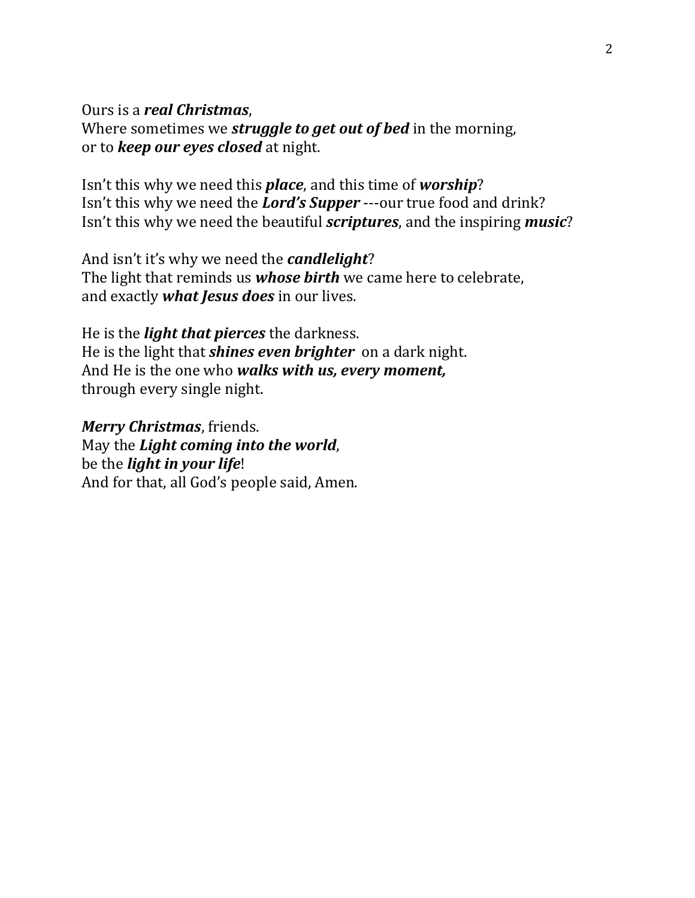Ours is a ***real Christmas***,
Where sometimes we ***struggle to get out of bed*** in the morning,
or to ***keep our eyes closed*** at night.

Isn't this why we need this ***place***, and this time of ***worship***?
Isn't this why we need the ***Lord's Supper*** ---our true food and drink?
Isn't this why we need the beautiful ***scriptures***, and the inspiring ***music***?

And isn't it's why we need the ***candlelight***?
The light that reminds us ***whose birth*** we came here to celebrate,
and exactly ***what Jesus does*** in our lives.

He is the ***light that pierces*** the darkness.
He is the light that ***shines even brighter*** on a dark night.
And He is the one who ***walks with us, every moment,***
through every single night.

***Merry Christmas***, friends.
May the ***Light coming into the world***,
be the ***light in your life***!
And for that, all God's people said, Amen.